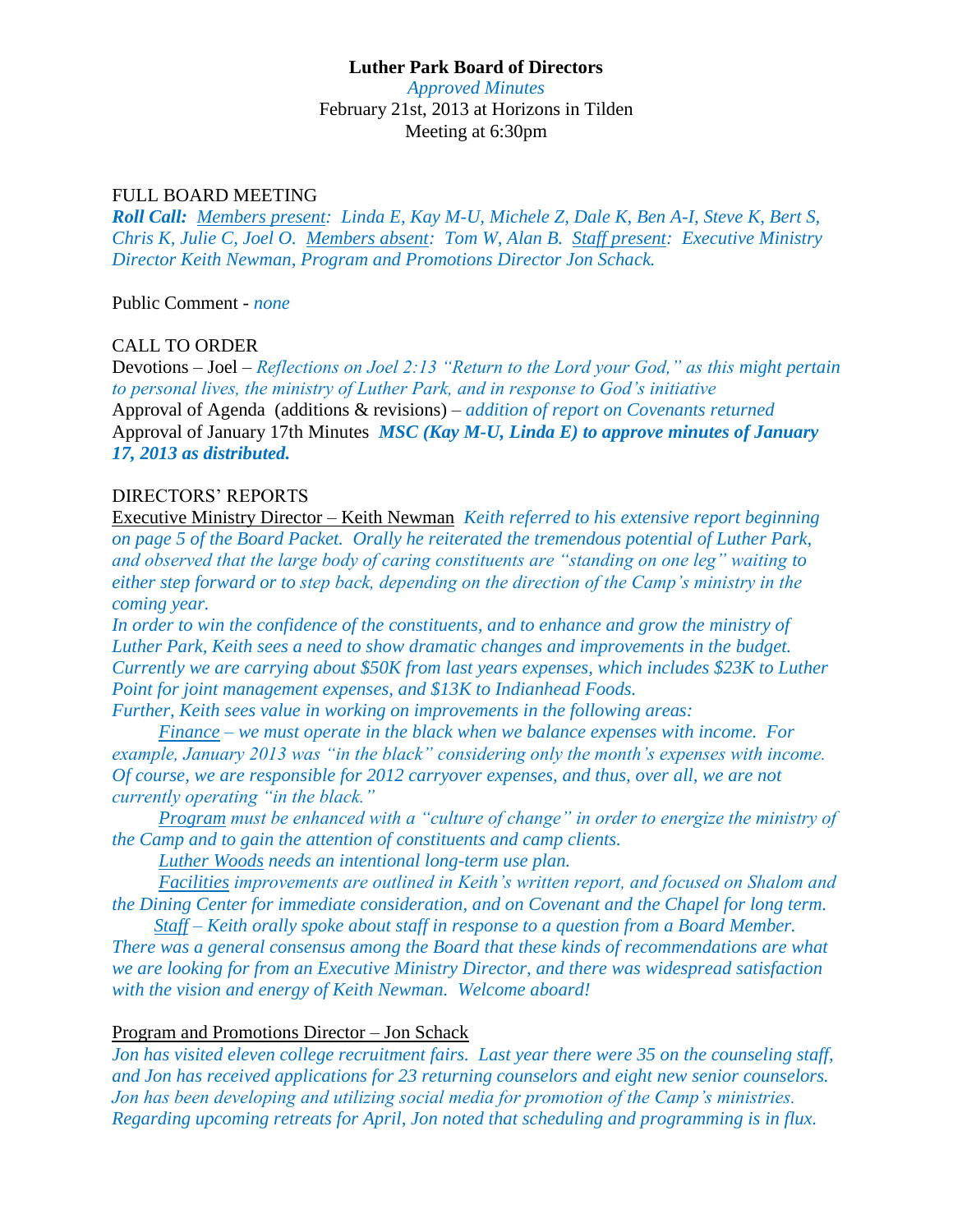**Luther Park Board of Directors**

*Approved Minutes*

February 21st, 2013 at Horizons in Tilden

Meeting at 6:30pm

FULL BOARD MEETING

***Roll Call:*** *Members present: Linda E, Kay M-U, Michele Z, Dale K, Ben A-I, Steve K, Bert S, Chris K, Julie C, Joel O. Members absent: Tom W, Alan B. Staff present: Executive Ministry Director Keith Newman, Program and Promotions Director Jon Schack.*

Public Comment - *none*

CALL TO ORDER

Devotions – Joel – *Reflections on Joel 2:13 "Return to the Lord your God," as this might pertain to personal lives, the ministry of Luther Park, and in response to God's initiative*

Approval of Agenda (additions & revisions) – *addition of report on Covenants returned*

Approval of January 17th Minutes ***MSC (Kay M-U, Linda E) to approve minutes of January 17, 2013 as distributed.***

DIRECTORS' REPORTS

Executive Ministry Director – Keith Newman *Keith referred to his extensive report beginning on page 5 of the Board Packet. Orally he reiterated the tremendous potential of Luther Park, and observed that the large body of caring constituents are "standing on one leg" waiting to either step forward or to step back, depending on the direction of the Camp's ministry in the coming year.*

*In order to win the confidence of the constituents, and to enhance and grow the ministry of Luther Park, Keith sees a need to show dramatic changes and improvements in the budget. Currently we are carrying about $50K from last years expenses, which includes $23K to Luther Point for joint management expenses, and $13K to Indianhead Foods.*

*Further, Keith sees value in working on improvements in the following areas:*

*Finance – we must operate in the black when we balance expenses with income. For example, January 2013 was "in the black" considering only the month's expenses with income. Of course, we are responsible for 2012 carryover expenses, and thus, over all, we are not currently operating "in the black."*

*Program must be enhanced with a "culture of change" in order to energize the ministry of the Camp and to gain the attention of constituents and camp clients.*

*Luther Woods needs an intentional long-term use plan.*

*Facilities improvements are outlined in Keith's written report, and focused on Shalom and the Dining Center for immediate consideration, and on Covenant and the Chapel for long term.*

*Staff – Keith orally spoke about staff in response to a question from a Board Member.*

*There was a general consensus among the Board that these kinds of recommendations are what we are looking for from an Executive Ministry Director, and there was widespread satisfaction with the vision and energy of Keith Newman. Welcome aboard!*

Program and Promotions Director – Jon Schack

*Jon has visited eleven college recruitment fairs. Last year there were 35 on the counseling staff, and Jon has received applications for 23 returning counselors and eight new senior counselors. Jon has been developing and utilizing social media for promotion of the Camp's ministries. Regarding upcoming retreats for April, Jon noted that scheduling and programming is in flux.*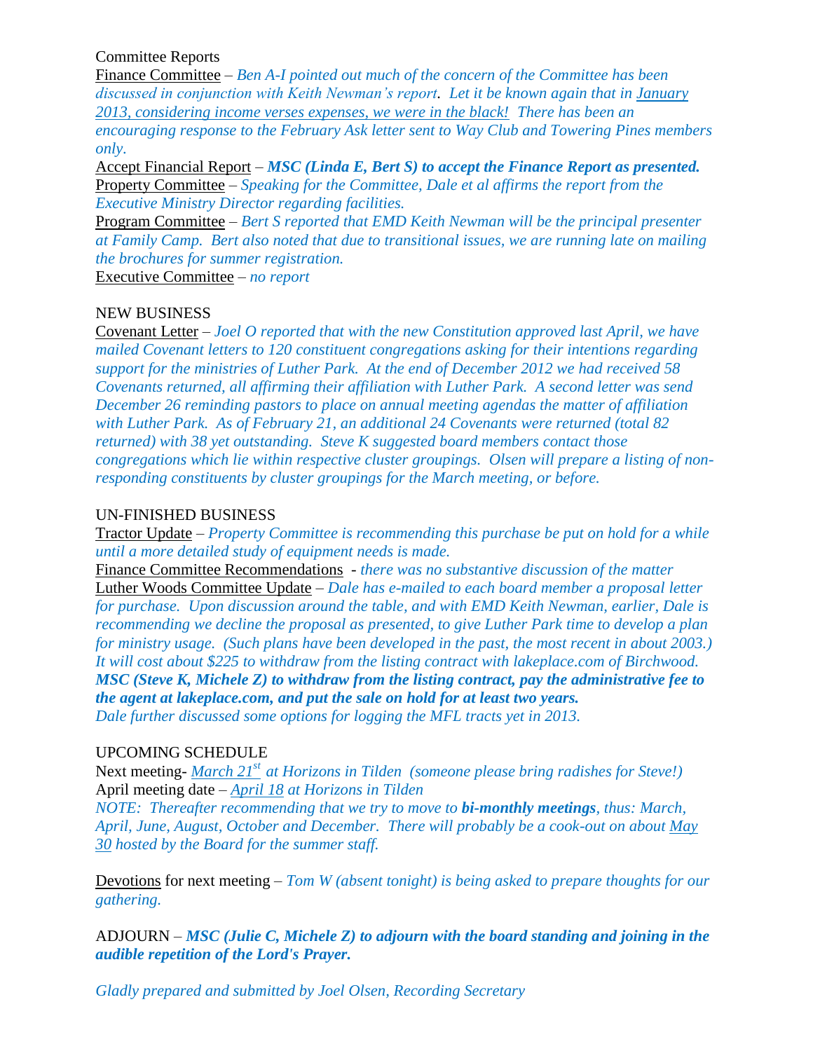Committee Reports

Finance Committee – *Ben A-I pointed out much of the concern of the Committee has been discussed in conjunction with Keith Newman's report. Let it be known again that in January 2013, considering income verses expenses, we were in the black! There has been an encouraging response to the February Ask letter sent to Way Club and Towering Pines members only.*

Accept Financial Report – ***MSC (Linda E, Bert S) to accept the Finance Report as presented.***

Property Committee – *Speaking for the Committee, Dale et al affirms the report from the Executive Ministry Director regarding facilities.*

Program Committee – *Bert S reported that EMD Keith Newman will be the principal presenter at Family Camp. Bert also noted that due to transitional issues, we are running late on mailing the brochures for summer registration.*

Executive Committee – *no report*

NEW BUSINESS

Covenant Letter – *Joel O reported that with the new Constitution approved last April, we have mailed Covenant letters to 120 constituent congregations asking for their intentions regarding support for the ministries of Luther Park. At the end of December 2012 we had received 58 Covenants returned, all affirming their affiliation with Luther Park. A second letter was send December 26 reminding pastors to place on annual meeting agendas the matter of affiliation with Luther Park. As of February 21, an additional 24 Covenants were returned (total 82 returned) with 38 yet outstanding. Steve K suggested board members contact those congregations which lie within respective cluster groupings. Olsen will prepare a listing of non-responding constituents by cluster groupings for the March meeting, or before.*

UN-FINISHED BUSINESS

Tractor Update – *Property Committee is recommending this purchase be put on hold for a while until a more detailed study of equipment needs is made.*

Finance Committee Recommendations - *there was no substantive discussion of the matter*

Luther Woods Committee Update – *Dale has e-mailed to each board member a proposal letter for purchase. Upon discussion around the table, and with EMD Keith Newman, earlier, Dale is recommending we decline the proposal as presented, to give Luther Park time to develop a plan for ministry usage. (Such plans have been developed in the past, the most recent in about 2003.) It will cost about $225 to withdraw from the listing contract with lakeplace.com of Birchwood.* ***MSC (Steve K, Michele Z) to withdraw from the listing contract, pay the administrative fee to the agent at lakeplace.com, and put the sale on hold for at least two years.*** *Dale further discussed some options for logging the MFL tracts yet in 2013.*

UPCOMING SCHEDULE

Next meeting- *March 21st at Horizons in Tilden (someone please bring radishes for Steve!)*

April meeting date – *April 18 at Horizons in Tilden*

*NOTE: Thereafter recommending that we try to move to **bi-monthly meetings**, thus: March, April, June, August, October and December. There will probably be a cook-out on about May 30 hosted by the Board for the summer staff.*

Devotions for next meeting – *Tom W (absent tonight) is being asked to prepare thoughts for our gathering.*

ADJOURN – ***MSC (Julie C, Michele Z) to adjourn with the board standing and joining in the audible repetition of the Lord's Prayer.***

*Gladly prepared and submitted by Joel Olsen, Recording Secretary*